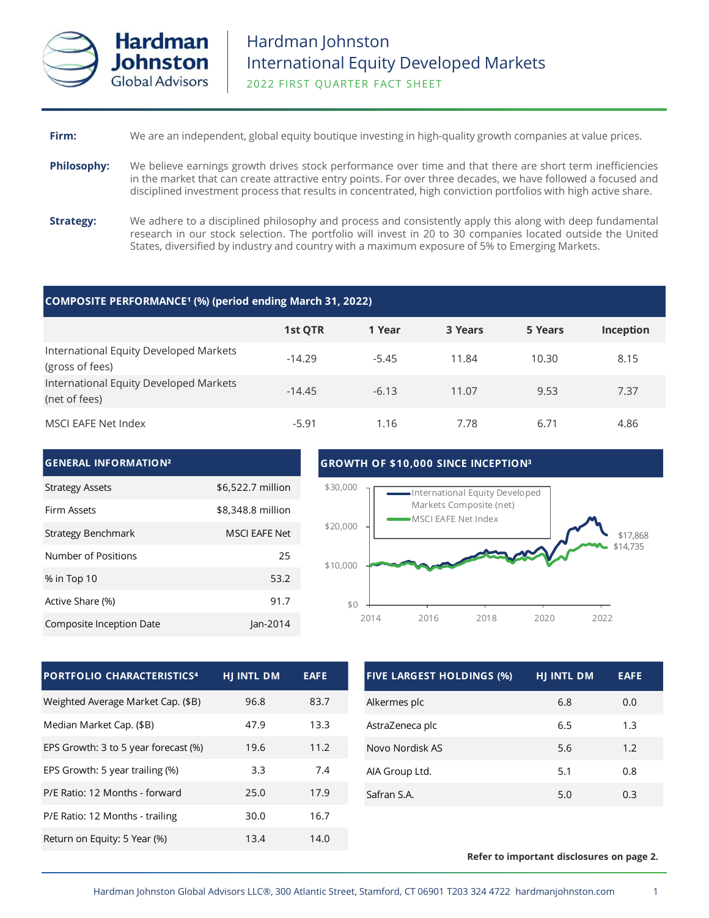# Hardman Johnston International Equity Developed Markets

## 2022 FIRST QUARTER FACT SHEET

**Firm:** We are an independent, global equity boutique investing in high-quality growth companies at value prices.

**Philosophy:** We believe earnings growth drives stock performance over time and that there are short term inefficiencies in the market that can create attractive entry points. For over three decades, we have followed a focused and disciplined investment process that results in concentrated, high conviction portfolios with high active share.

**Strategy:** We adhere to a disciplined philosophy and process and consistently apply this along with deep fundamental research in our stock selection. The portfolio will invest in 20 to 30 companies located outside the United States, diversified by industry and country with a maximum exposure of 5% to Emerging Markets.

### COMPOSITE PERFORMANCE[1] (%) (period ending March 31, 2022)

| | 1st QTR | 1 Year | 3 Years | 5 Years | Inception |
|---|---|---|---|---|---|
| International Equity Developed Markets (gross of fees) | -14.29 | -5.45 | 11.84 | 10.30 | 8.15 |
| International Equity Developed Markets (net of fees) | -14.45 | -6.13 | 11.07 | 9.53 | 7.37 |
| MSCI EAFE Net Index | -5.91 | 1.16 | 7.78 | 6.71 | 4.86 |

### GENERAL INFORMATION[2]

| | |
|---|---|
| Strategy Assets | $6,522.7 million |
| Firm Assets | $8,348.8 million |
| Strategy Benchmark | MSCI EAFE Net |
| Number of Positions | 25 |
| % in Top 10 | 53.2 |
| Active Share (%) | 91.7 |
| Composite Inception Date | Jan-2014 |

### GROWTH OF $10,000 SINCE INCEPTION[3]

$30,000
$20,000
$10,000
$0
2014
2016
2018
2020
2022
International Equity Developed Markets Composite (net)
MSCI EAFE Net Index
$17,868
$14,735

### PORTFOLIO CHARACTERISTICS[4]

| PORTFOLIO CHARACTERISTICS | HJ INTL DM | EAFE |
|---|---|---|
| Weighted Average Market Cap. ($B) | 96.8 | 83.7 |
| Median Market Cap. ($B) | 47.9 | 13.3 |
| EPS Growth: 3 to 5 year forecast (%) | 19.6 | 11.2 |
| EPS Growth: 5 year trailing (%) | 3.3 | 7.4 |
| P/E Ratio: 12 Months - forward | 25.0 | 17.9 |
| P/E Ratio: 12 Months - trailing | 30.0 | 16.7 |
| Return on Equity: 5 Year (%) | 13.4 | 14.0 |

### FIVE LARGEST HOLDINGS (%)

| FIVE LARGEST HOLDINGS (%) | HJ INTL DM | EAFE |
|---|---|---|
| Alkermes plc | 6.8 | 0.0 |
| AstraZeneca plc | 6.5 | 1.3 |
| Novo Nordisk AS | 5.6 | 1.2 |
| AIA Group Ltd. | 5.1 | 0.8 |
| Safran S.A. | 5.0 | 0.3 |

**Refer to important disclosures on page 2.**

Hardman Johnston Global Advisors LLC®, 300 Atlantic Street, Stamford, CT 06901 T203 324 4722 hardmanjohnston.com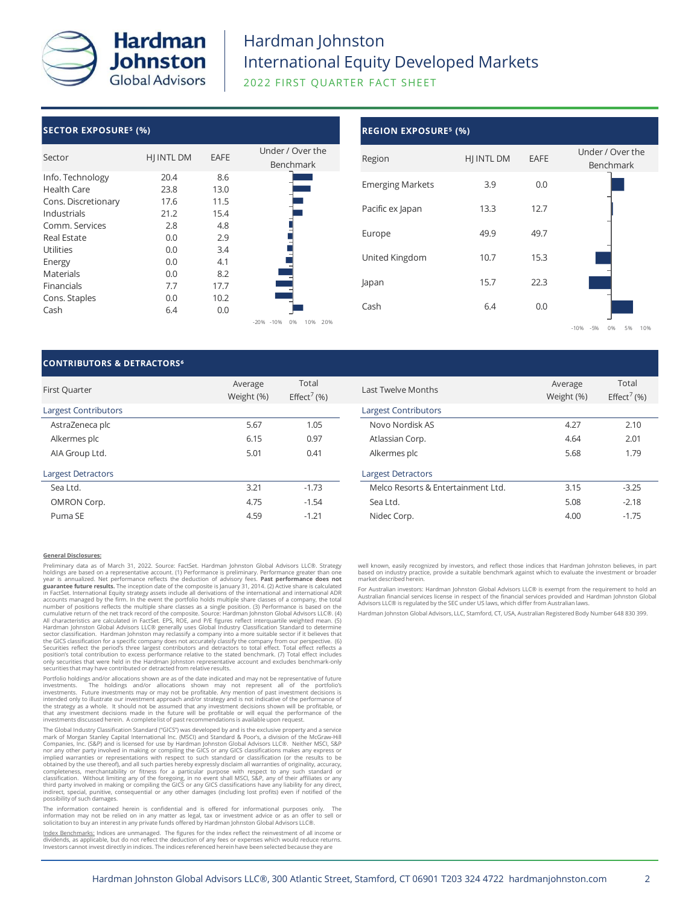# Hardman Johnston International Equity Developed Markets

2022 FIRST QUARTER FACT SHEET

## SECTOR EXPOSURE[5] (%)

| Sector | HJ INTL DM | EAFE |
|---|---|---|
| Info. Technology | 20.4 | 8.6 |
| Health Care | 23.8 | 13.0 |
| Cons. Discretionary | 17.6 | 11.5 |
| Industrials | 21.2 | 15.4 |
| Comm. Services | 2.8 | 4.8 |
| Real Estate | 0.0 | 2.9 |
| Utilities | 0.0 | 3.4 |
| Energy | 0.0 | 4.1 |
| Materials | 0.0 | 8.2 |
| Financials | 7.7 | 17.7 |
| Cons. Staples | 0.0 | 10.2 |
| Cash | 6.4 | 0.0 |

Under / Over the Benchmark

-20% -10% 0% 10% 20%

## REGION EXPOSURE[5] (%)

| Region | HJ INTL DM | EAFE |
|---|---|---|
| Emerging Markets | 3.9 | 0.0 |
| Pacific ex Japan | 13.3 | 12.7 |
| Europe | 49.9 | 49.7 |
| United Kingdom | 10.7 | 15.3 |
| Japan | 15.7 | 22.3 |
| Cash | 6.4 | 0.0 |

Under / Over the Benchmark

-10% -5% 0% 5% 10%

## CONTRIBUTORS & DETRACTORS[6]

| First Quarter | Average Weight (%) | Total Effect[7] (%) |
|---|---|---|
| **Largest Contributors** | | |
| AstraZeneca plc | 5.67 | 1.05 |
| Alkermes plc | 6.15 | 0.97 |
| AIA Group Ltd. | 5.01 | 0.41 |
| **Largest Detractors** | | |
| Sea Ltd. | 3.21 | -1.73 |
| OMRON Corp. | 4.75 | -1.54 |
| Puma SE | 4.59 | -1.21 |

| Last Twelve Months | Average Weight (%) | Total Effect[7] (%) |
|---|---|---|
| **Largest Contributors** | | |
| Novo Nordisk AS | 4.27 | 2.10 |
| Atlassian Corp. | 4.64 | 2.01 |
| Alkermes plc | 5.68 | 1.79 |
| **Largest Detractors** | | |
| Melco Resorts & Entertainment Ltd. | 3.15 | -3.25 |
| Sea Ltd. | 5.08 | -2.18 |
| Nidec Corp. | 4.00 | -1.75 |

**General Disclosures:**

Preliminary data as of March 31, 2022. Source: FactSet. Hardman Johnston Global Advisors LLC®. Strategy holdings are based on a representative account. (1) Performance is preliminary. Performance greater than one year is annualized. Net performance reflects the deduction of advisory fees. **Past performance does not guarantee future results.** The inception date of the composite is January 31, 2014. (2) Active share is calculated in FactSet. International Equity strategy assets include all derivations of the international and international ADR accounts managed by the firm. In the event the portfolio holds multiple share classes of a company, the total number of positions reflects the multiple share classes as a single position. (3) Performance is based on the cumulative return of the net track record of the composite. Source: Hardman Johnston Global Advisors LLC®. (4) All characteristics are calculated in FactSet. EPS, ROE, and P/E figures reflect interquartile weighted mean. (5) Hardman Johnston Global Advisors LLC® generally uses Global Industry Classification Standard to determine sector classification. Hardman Johnston may reclassify a company into a more suitable sector if it believes that the GICS classification for a specific company does not accurately classify the company from our perspective. (6) Securities reflect the period's three largest contributors and detractors to total effect. Total effect reflects a position's total contribution to excess performance relative to the stated benchmark. (7) Total effect includes only securities that were held in the Hardman Johnston representative account and excludes benchmark-only securities that may have contributed or detracted from relative results.

Portfolio holdings and/or allocations shown are as of the date indicated and may not be representative of future investments. The holdings and/or allocations shown may not represent all of the portfolio's investments. Future investments may or may not be profitable. Any mention of past investment decisions is intended only to illustrate our investment approach and/or strategy and is not indicative of the performance of the strategy as a whole. It should not be assumed that any investment decisions shown will be profitable, or that any investment decisions made in the future will be profitable or will equal the performance of the investments discussed herein. A complete list of past recommendations is available upon request.

The Global Industry Classification Standard ("GICS") was developed by and is the exclusive property and a service mark of Morgan Stanley Capital International Inc. (MSCI) and Standard & Poor's, a division of the McGraw-Hill Companies, Inc. (S&P) and is licensed for use by Hardman Johnston Global Advisors LLC®. Neither MSCI, S&P nor any other party involved in making or compiling the GICS or any GICS classifications makes any express or implied warranties or representations with respect to such standard or classification (or the results to be obtained by the use thereof), and all such parties hereby expressly disclaim all warranties of originality, accuracy, completeness, merchantability or fitness for a particular purpose with respect to any such standard or classification. Without limiting any of the foregoing, in no event shall MSCI, S&P, any of their affiliates or any third party involved in making or compiling the GICS or any GICS classifications have any liability for any direct, indirect, special, punitive, consequential or any other damages (including lost profits) even if notified of the possibility of such damages.

The information contained herein is confidential and is offered for informational purposes only. The information may not be relied on in any matter as legal, tax or investment advice or as an offer to sell or solicitation to buy an interest in any private funds offered by Hardman Johnston Global Advisors LLC®.

Index Benchmarks: Indices are unmanaged. The figures for the index reflect the reinvestment of all income or dividends, as applicable, but do not reflect the deduction of any fees or expenses which would reduce returns. Investors cannot invest directly in indices. The indices referenced herein have been selected because they are well known, easily recognized by investors, and reflect those indices that Hardman Johnston believes, in part based on industry practice, provide a suitable benchmark against which to evaluate the investment or broader market described herein.

For Australian investors: Hardman Johnston Global Advisors LLC® is exempt from the requirement to hold an Australian financial services license in respect of the financial services provided and Hardman Johnston Global Advisors LLC® is regulated by the SEC under US laws, which differ from Australian laws.

Hardman Johnston Global Advisors, LLC, Stamford, CT, USA, Australian Registered Body Number 648 830 399.

Hardman Johnston Global Advisors LLC®, 300 Atlantic Street, Stamford, CT 06901 T203 324 4722 hardmanjohnston.com